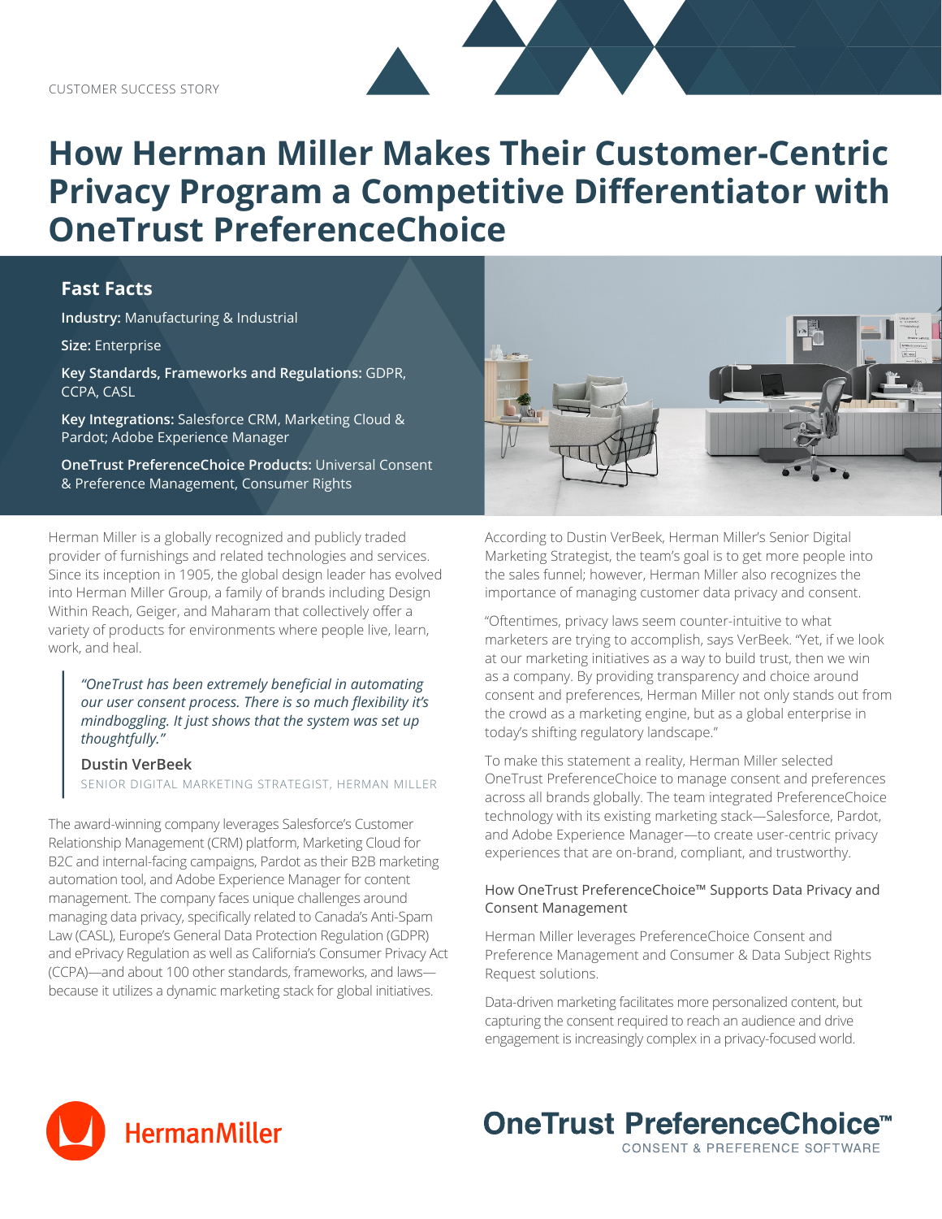CUSTOMER SUCCESS STORY

# How Herman Miller Makes Their Customer-Centric Privacy Program a Competitive Differentiator with OneTrust PreferenceChoice

## Fast Facts

**Industry:** Manufacturing & Industrial

**Size:** Enterprise

**Key Standards, Frameworks and Regulations:** GDPR, CCPA, CASL

**Key Integrations:** Salesforce CRM, Marketing Cloud & Pardot; Adobe Experience Manager

**OneTrust PreferenceChoice Products:** Universal Consent & Preference Management, Consumer Rights

Herman Miller is a globally recognized and publicly traded provider of furnishings and related technologies and services. Since its inception in 1905, the global design leader has evolved into Herman Miller Group, a family of brands including Design Within Reach, Geiger, and Maharam that collectively offer a variety of products for environments where people live, learn, work, and heal.

> *"OneTrust has been extremely beneficial in automating our user consent process. There is so much flexibility it's mindboggling. It just shows that the system was set up thoughtfully."*
>
> **Dustin VerBeek**
> SENIOR DIGITAL MARKETING STRATEGIST, HERMAN MILLER

The award-winning company leverages Salesforce's Customer Relationship Management (CRM) platform, Marketing Cloud for B2C and internal-facing campaigns, Pardot as their B2B marketing automation tool, and Adobe Experience Manager for content management. The company faces unique challenges around managing data privacy, specifically related to Canada's Anti-Spam Law (CASL), Europe's General Data Protection Regulation (GDPR) and ePrivacy Regulation as well as California's Consumer Privacy Act (CCPA)—and about 100 other standards, frameworks, and laws—because it utilizes a dynamic marketing stack for global initiatives.

According to Dustin VerBeek, Herman Miller's Senior Digital Marketing Strategist, the team's goal is to get more people into the sales funnel; however, Herman Miller also recognizes the importance of managing customer data privacy and consent.

"Oftentimes, privacy laws seem counter-intuitive to what marketers are trying to accomplish, says VerBeek. "Yet, if we look at our marketing initiatives as a way to build trust, then we win as a company. By providing transparency and choice around consent and preferences, Herman Miller not only stands out from the crowd as a marketing engine, but as a global enterprise in today's shifting regulatory landscape."

To make this statement a reality, Herman Miller selected OneTrust PreferenceChoice to manage consent and preferences across all brands globally. The team integrated PreferenceChoice technology with its existing marketing stack—Salesforce, Pardot, and Adobe Experience Manager—to create user-centric privacy experiences that are on-brand, compliant, and trustworthy.

### How OneTrust PreferenceChoice™ Supports Data Privacy and Consent Management

Herman Miller leverages PreferenceChoice Consent and Preference Management and Consumer & Data Subject Rights Request solutions.

Data-driven marketing facilitates more personalized content, but capturing the consent required to reach an audience and drive engagement is increasingly complex in a privacy-focused world.

HermanMiller

OneTrust PreferenceChoice™
CONSENT & PREFERENCE SOFTWARE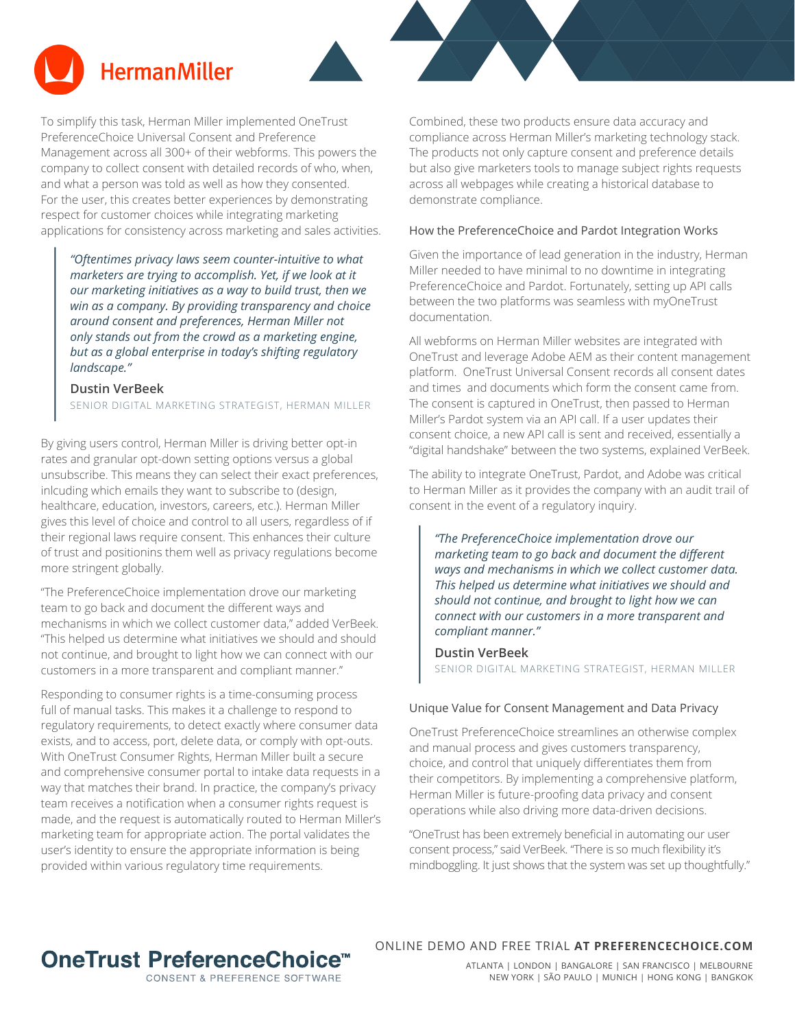To simplify this task, Herman Miller implemented OneTrust PreferenceChoice Universal Consent and Preference Management across all 300+ of their webforms. This powers the company to collect consent with detailed records of who, when, and what a person was told as well as how they consented. For the user, this creates better experiences by demonstrating respect for customer choices while integrating marketing applications for consistency across marketing and sales activities.

> *"Oftentimes privacy laws seem counter-intuitive to what marketers are trying to accomplish. Yet, if we look at it our marketing initiatives as a way to build trust, then we win as a company. By providing transparency and choice around consent and preferences, Herman Miller not only stands out from the crowd as a marketing engine, but as a global enterprise in today's shifting regulatory landscape."*
>
> **Dustin VerBeek**
> SENIOR DIGITAL MARKETING STRATEGIST, HERMAN MILLER

By giving users control, Herman Miller is driving better opt-in rates and granular opt-down setting options versus a global unsubscribe. This means they can select their exact preferences, inlcuding which emails they want to subscribe to (design, healthcare, education, investors, careers, etc.). Herman Miller gives this level of choice and control to all users, regardless of if their regional laws require consent. This enhances their culture of trust and positionins them well as privacy regulations become more stringent globally.

"The PreferenceChoice implementation drove our marketing team to go back and document the different ways and mechanisms in which we collect customer data," added VerBeek. "This helped us determine what initiatives we should and should not continue, and brought to light how we can connect with our customers in a more transparent and compliant manner."

Responding to consumer rights is a time-consuming process full of manual tasks. This makes it a challenge to respond to regulatory requirements, to detect exactly where consumer data exists, and to access, port, delete data, or comply with opt-outs. With OneTrust Consumer Rights, Herman Miller built a secure and comprehensive consumer portal to intake data requests in a way that matches their brand. In practice, the company's privacy team receives a notification when a consumer rights request is made, and the request is automatically routed to Herman Miller's marketing team for appropriate action. The portal validates the user's identity to ensure the appropriate information is being provided within various regulatory time requirements.

Combined, these two products ensure data accuracy and compliance across Herman Miller's marketing technology stack. The products not only capture consent and preference details but also give marketers tools to manage subject rights requests across all webpages while creating a historical database to demonstrate compliance.

## How the PreferenceChoice and Pardot Integration Works

Given the importance of lead generation in the industry, Herman Miller needed to have minimal to no downtime in integrating PreferenceChoice and Pardot. Fortunately, setting up API calls between the two platforms was seamless with myOneTrust documentation.

All webforms on Herman Miller websites are integrated with OneTrust and leverage Adobe AEM as their content management platform. OneTrust Universal Consent records all consent dates and times and documents which form the consent came from. The consent is captured in OneTrust, then passed to Herman Miller's Pardot system via an API call. If a user updates their consent choice, a new API call is sent and received, essentially a "digital handshake" between the two systems, explained VerBeek.

The ability to integrate OneTrust, Pardot, and Adobe was critical to Herman Miller as it provides the company with an audit trail of consent in the event of a regulatory inquiry.

> *"The PreferenceChoice implementation drove our marketing team to go back and document the different ways and mechanisms in which we collect customer data. This helped us determine what initiatives we should and should not continue, and brought to light how we can connect with our customers in a more transparent and compliant manner."*
>
> **Dustin VerBeek**
> SENIOR DIGITAL MARKETING STRATEGIST, HERMAN MILLER

## Unique Value for Consent Management and Data Privacy

OneTrust PreferenceChoice streamlines an otherwise complex and manual process and gives customers transparency, choice, and control that uniquely differentiates them from their competitors. By implementing a comprehensive platform, Herman Miller is future-proofing data privacy and consent operations while also driving more data-driven decisions.

"OneTrust has been extremely beneficial in automating our user consent process," said VerBeek. "There is so much flexibility it's mindboggling. It just shows that the system was set up thoughtfully."

**OneTrust PreferenceChoice™**
CONSENT & PREFERENCE SOFTWARE

ONLINE DEMO AND FREE TRIAL **AT PREFERENCECHOICE.COM**

ATLANTA | LONDON | BANGALORE | SAN FRANCISCO | MELBOURNE
NEW YORK | SÃO PAULO | MUNICH | HONG KONG | BANGKOK